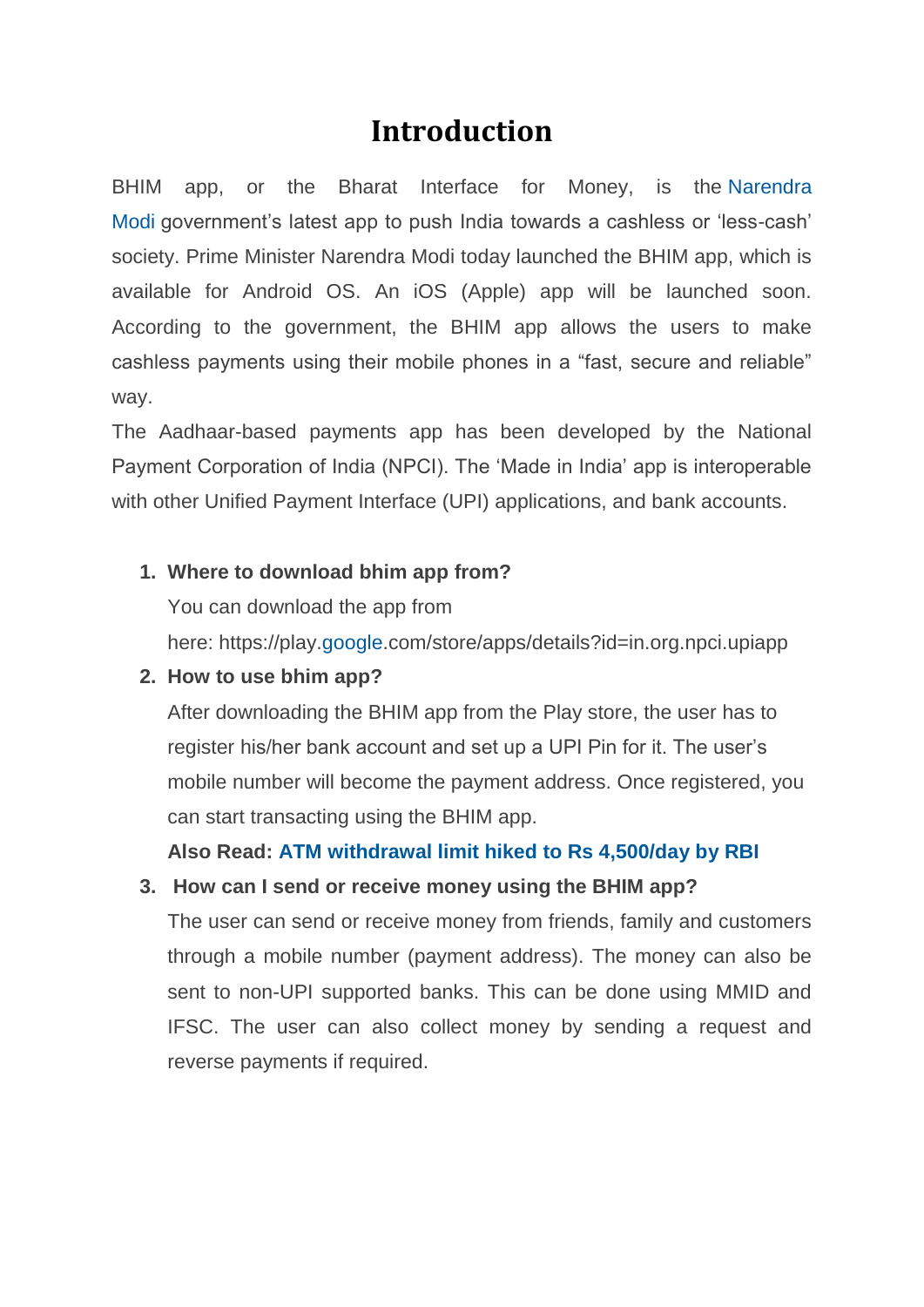# Introduction

BHIM app, or the Bharat Interface for Money, is the Narendra Modi government's latest app to push India towards a cashless or 'less-cash' society. Prime Minister Narendra Modi today launched the BHIM app, which is available for Android OS. An iOS (Apple) app will be launched soon. According to the government, the BHIM app allows the users to make cashless payments using their mobile phones in a "fast, secure and reliable" way.

The Aadhaar-based payments app has been developed by the National Payment Corporation of India (NPCI). The 'Made in India' app is interoperable with other Unified Payment Interface (UPI) applications, and bank accounts.

1. **Where to download bhim app from?**

   You can download the app from here: https://play.google.com/store/apps/details?id=in.org.npci.upiapp

2. **How to use bhim app?**

   After downloading the BHIM app from the Play store, the user has to register his/her bank account and set up a UPI Pin for it. The user's mobile number will become the payment address. Once registered, you can start transacting using the BHIM app.

   **Also Read: ATM withdrawal limit hiked to Rs 4,500/day by RBI**

3. **How can I send or receive money using the BHIM app?**

   The user can send or receive money from friends, family and customers through a mobile number (payment address). The money can also be sent to non-UPI supported banks. This can be done using MMID and IFSC. The user can also collect money by sending a request and reverse payments if required.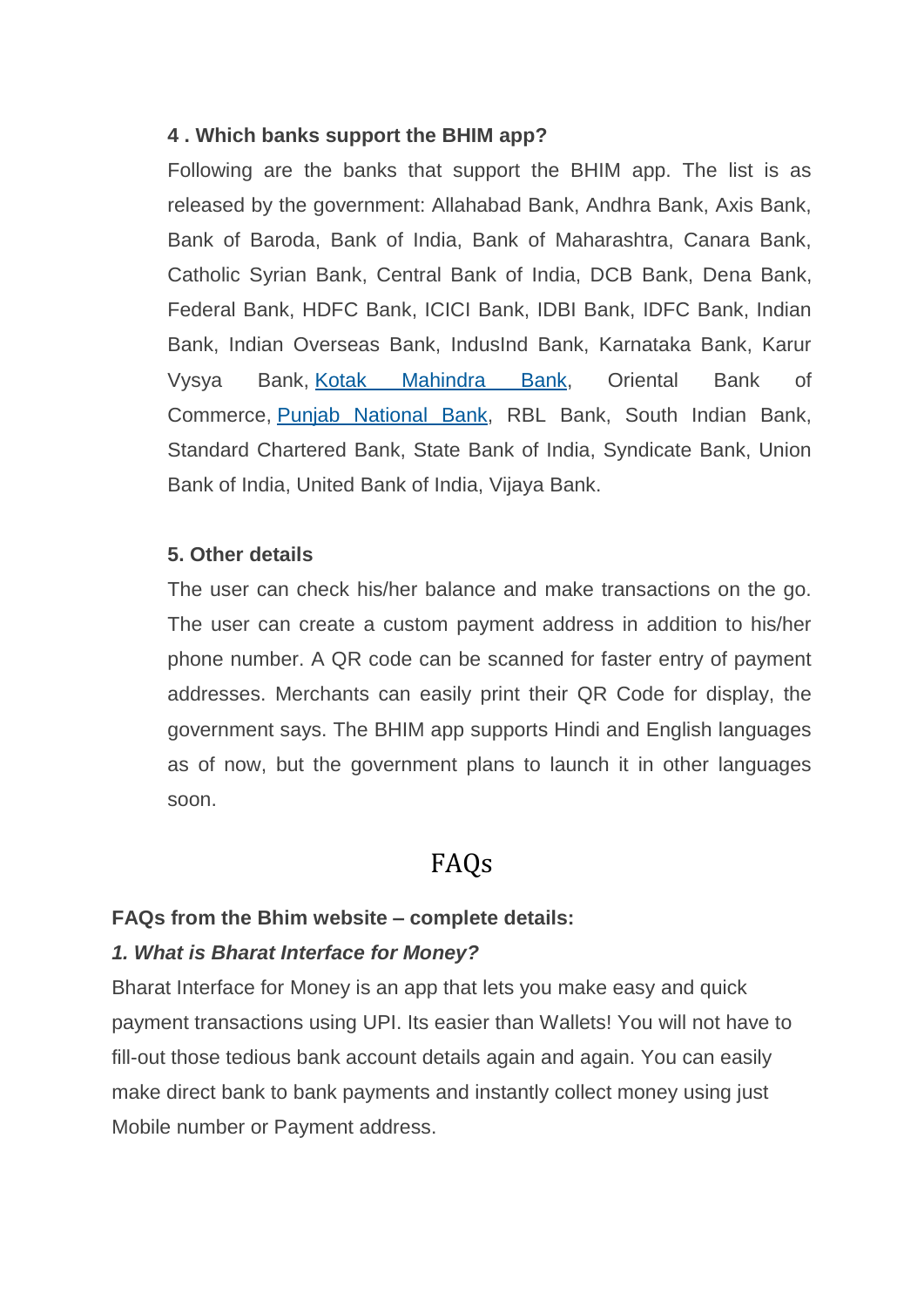**4 . Which banks support the BHIM app?**

Following are the banks that support the BHIM app. The list is as released by the government: Allahabad Bank, Andhra Bank, Axis Bank, Bank of Baroda, Bank of India, Bank of Maharashtra, Canara Bank, Catholic Syrian Bank, Central Bank of India, DCB Bank, Dena Bank, Federal Bank, HDFC Bank, ICICI Bank, IDBI Bank, IDFC Bank, Indian Bank, Indian Overseas Bank, IndusInd Bank, Karnataka Bank, Karur Vysya Bank, Kotak Mahindra Bank, Oriental Bank of Commerce, Punjab National Bank, RBL Bank, South Indian Bank, Standard Chartered Bank, State Bank of India, Syndicate Bank, Union Bank of India, United Bank of India, Vijaya Bank.

**5. Other details**

The user can check his/her balance and make transactions on the go. The user can create a custom payment address in addition to his/her phone number. A QR code can be scanned for faster entry of payment addresses. Merchants can easily print their QR Code for display, the government says. The BHIM app supports Hindi and English languages as of now, but the government plans to launch it in other languages soon.

## FAQs

**FAQs from the Bhim website – complete details:**

***1. What is Bharat Interface for Money?***

Bharat Interface for Money is an app that lets you make easy and quick payment transactions using UPI. Its easier than Wallets! You will not have to fill-out those tedious bank account details again and again. You can easily make direct bank to bank payments and instantly collect money using just Mobile number or Payment address.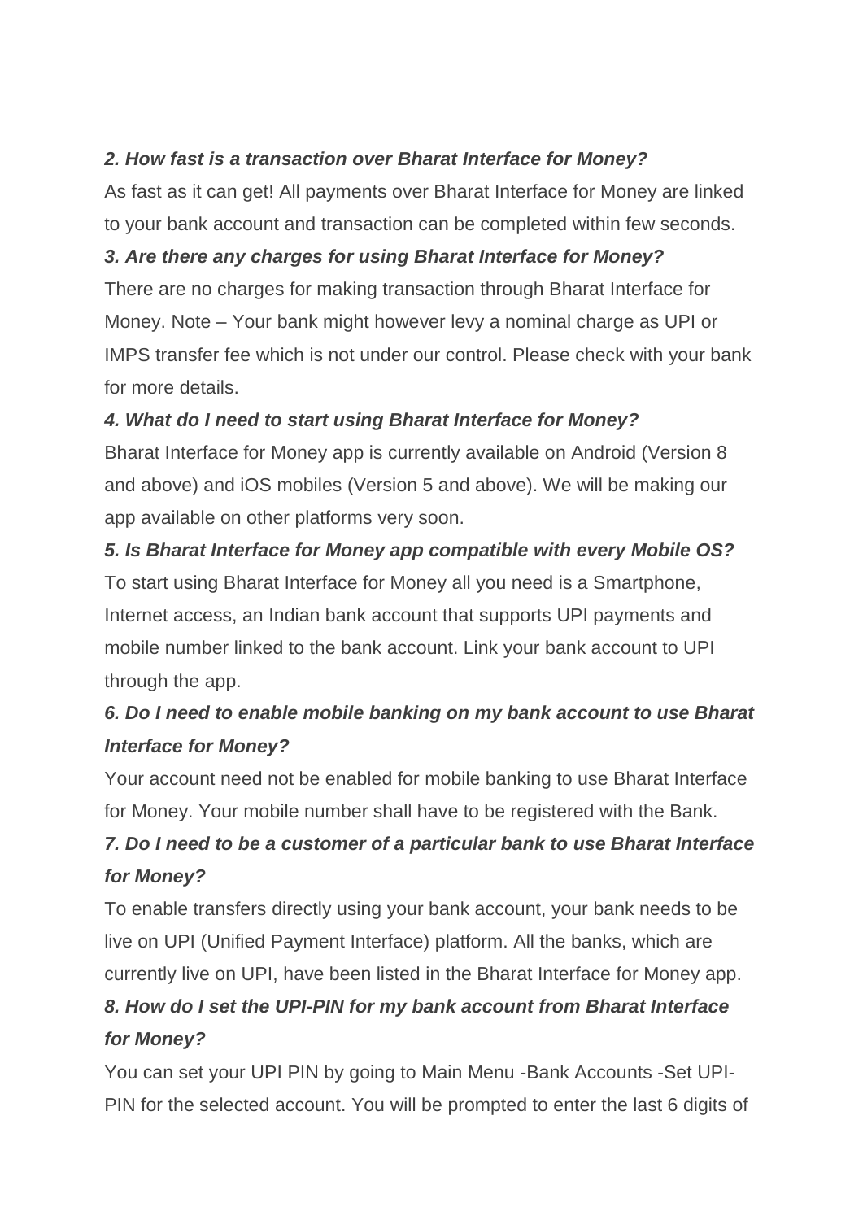***2. How fast is a transaction over Bharat Interface for Money?***

As fast as it can get! All payments over Bharat Interface for Money are linked to your bank account and transaction can be completed within few seconds.

***3. Are there any charges for using Bharat Interface for Money?***

There are no charges for making transaction through Bharat Interface for Money. Note – Your bank might however levy a nominal charge as UPI or IMPS transfer fee which is not under our control. Please check with your bank for more details.

***4. What do I need to start using Bharat Interface for Money?***

Bharat Interface for Money app is currently available on Android (Version 8 and above) and iOS mobiles (Version 5 and above). We will be making our app available on other platforms very soon.

***5. Is Bharat Interface for Money app compatible with every Mobile OS?***

To start using Bharat Interface for Money all you need is a Smartphone, Internet access, an Indian bank account that supports UPI payments and mobile number linked to the bank account. Link your bank account to UPI through the app.

***6. Do I need to enable mobile banking on my bank account to use Bharat Interface for Money?***

Your account need not be enabled for mobile banking to use Bharat Interface for Money. Your mobile number shall have to be registered with the Bank.

***7. Do I need to be a customer of a particular bank to use Bharat Interface for Money?***

To enable transfers directly using your bank account, your bank needs to be live on UPI (Unified Payment Interface) platform. All the banks, which are currently live on UPI, have been listed in the Bharat Interface for Money app.

***8. How do I set the UPI-PIN for my bank account from Bharat Interface for Money?***

You can set your UPI PIN by going to Main Menu -Bank Accounts -Set UPI-PIN for the selected account. You will be prompted to enter the last 6 digits of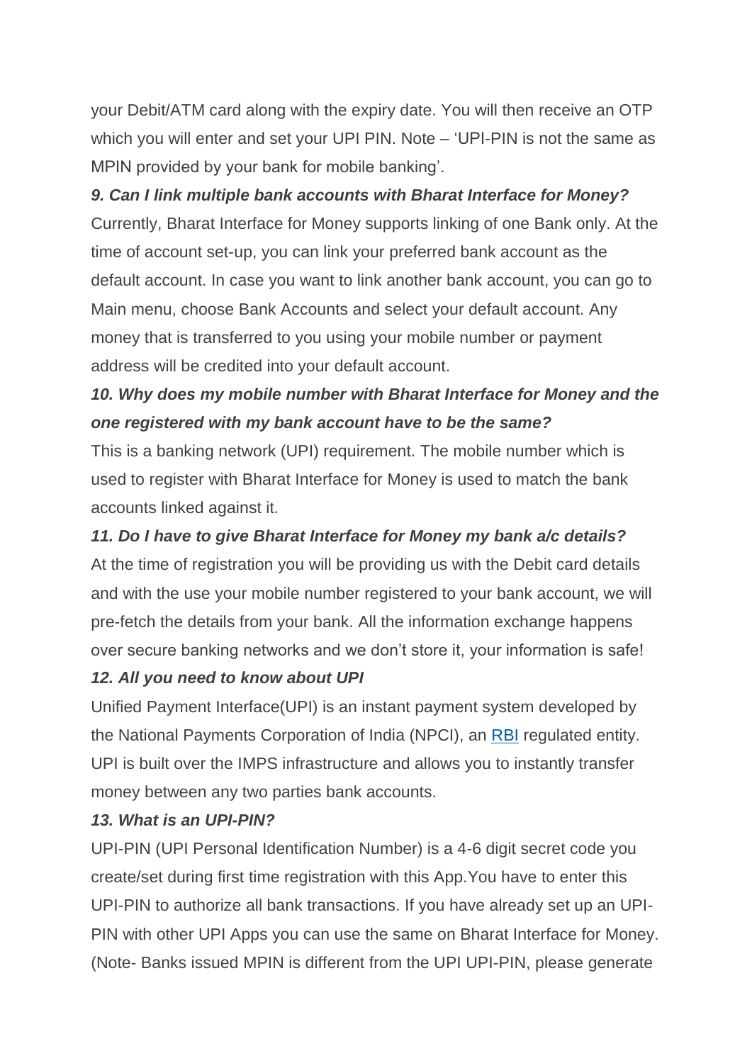your Debit/ATM card along with the expiry date. You will then receive an OTP which you will enter and set your UPI PIN. Note – 'UPI-PIN is not the same as MPIN provided by your bank for mobile banking'.

***9. Can I link multiple bank accounts with Bharat Interface for Money?***

Currently, Bharat Interface for Money supports linking of one Bank only. At the time of account set-up, you can link your preferred bank account as the default account. In case you want to link another bank account, you can go to Main menu, choose Bank Accounts and select your default account. Any money that is transferred to you using your mobile number or payment address will be credited into your default account.

***10. Why does my mobile number with Bharat Interface for Money and the one registered with my bank account have to be the same?***

This is a banking network (UPI) requirement. The mobile number which is used to register with Bharat Interface for Money is used to match the bank accounts linked against it.

***11. Do I have to give Bharat Interface for Money my bank a/c details?***

At the time of registration you will be providing us with the Debit card details and with the use your mobile number registered to your bank account, we will pre-fetch the details from your bank. All the information exchange happens over secure banking networks and we don't store it, your information is safe!

***12. All you need to know about UPI***

Unified Payment Interface(UPI) is an instant payment system developed by the National Payments Corporation of India (NPCI), an RBI regulated entity. UPI is built over the IMPS infrastructure and allows you to instantly transfer money between any two parties bank accounts.

***13. What is an UPI-PIN?***

UPI-PIN (UPI Personal Identification Number) is a 4-6 digit secret code you create/set during first time registration with this App.You have to enter this UPI-PIN to authorize all bank transactions. If you have already set up an UPI-PIN with other UPI Apps you can use the same on Bharat Interface for Money. (Note- Banks issued MPIN is different from the UPI UPI-PIN, please generate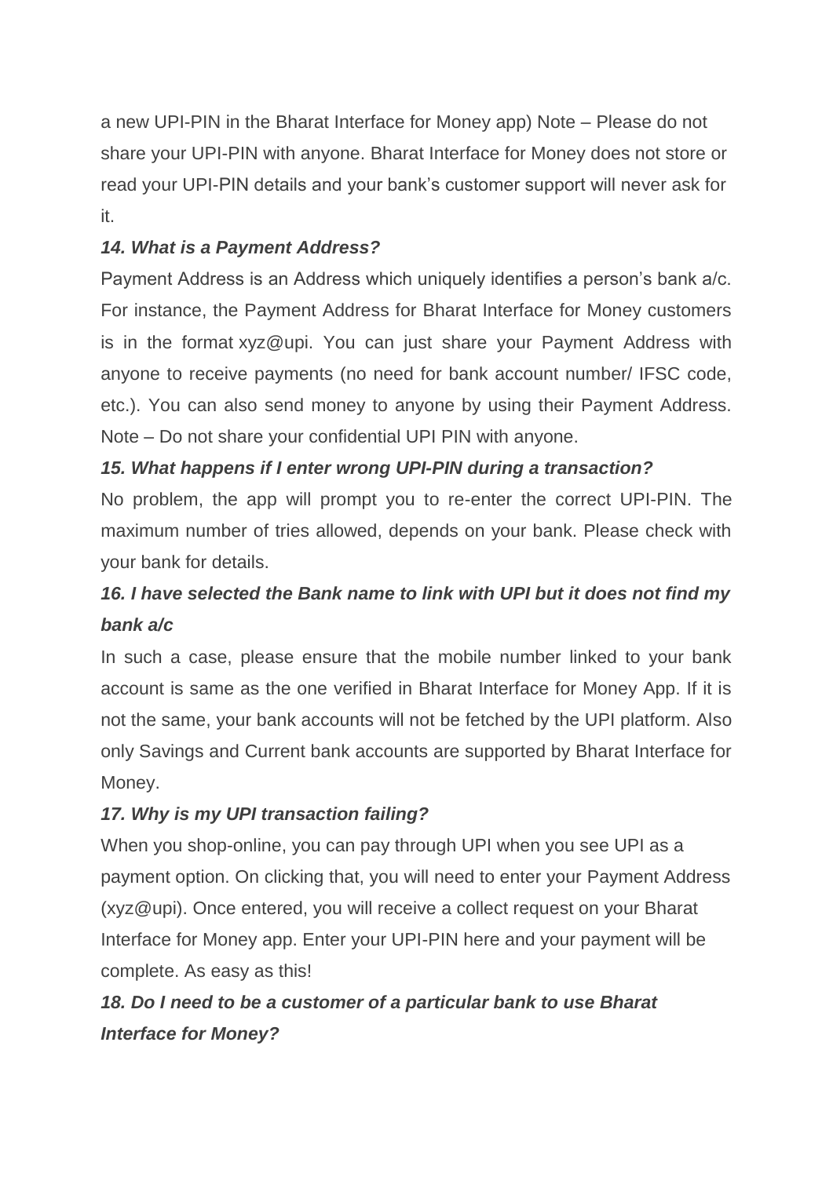a new UPI-PIN in the Bharat Interface for Money app) Note – Please do not share your UPI-PIN with anyone. Bharat Interface for Money does not store or read your UPI-PIN details and your bank's customer support will never ask for it.

***14. What is a Payment Address?***

Payment Address is an Address which uniquely identifies a person's bank a/c. For instance, the Payment Address for Bharat Interface for Money customers is in the format xyz@upi. You can just share your Payment Address with anyone to receive payments (no need for bank account number/ IFSC code, etc.). You can also send money to anyone by using their Payment Address. Note – Do not share your confidential UPI PIN with anyone.

***15. What happens if I enter wrong UPI-PIN during a transaction?***

No problem, the app will prompt you to re-enter the correct UPI-PIN. The maximum number of tries allowed, depends on your bank. Please check with your bank for details.

***16. I have selected the Bank name to link with UPI but it does not find my bank a/c***

In such a case, please ensure that the mobile number linked to your bank account is same as the one verified in Bharat Interface for Money App. If it is not the same, your bank accounts will not be fetched by the UPI platform. Also only Savings and Current bank accounts are supported by Bharat Interface for Money.

***17. Why is my UPI transaction failing?***

When you shop-online, you can pay through UPI when you see UPI as a payment option. On clicking that, you will need to enter your Payment Address (xyz@upi). Once entered, you will receive a collect request on your Bharat Interface for Money app. Enter your UPI-PIN here and your payment will be complete. As easy as this!

***18. Do I need to be a customer of a particular bank to use Bharat Interface for Money?***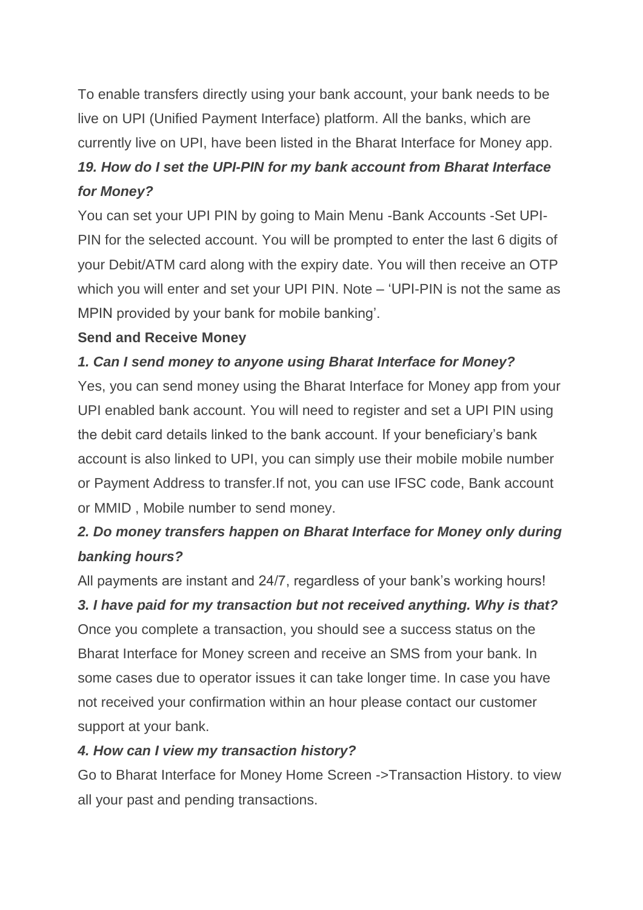To enable transfers directly using your bank account, your bank needs to be live on UPI (Unified Payment Interface) platform. All the banks, which are currently live on UPI, have been listed in the Bharat Interface for Money app.

***19. How do I set the UPI-PIN for my bank account from Bharat Interface for Money?***

You can set your UPI PIN by going to Main Menu -Bank Accounts -Set UPI-PIN for the selected account. You will be prompted to enter the last 6 digits of your Debit/ATM card along with the expiry date. You will then receive an OTP which you will enter and set your UPI PIN. Note – 'UPI-PIN is not the same as MPIN provided by your bank for mobile banking'.

**Send and Receive Money**

***1. Can I send money to anyone using Bharat Interface for Money?***

Yes, you can send money using the Bharat Interface for Money app from your UPI enabled bank account. You will need to register and set a UPI PIN using the debit card details linked to the bank account. If your beneficiary's bank account is also linked to UPI, you can simply use their mobile mobile number or Payment Address to transfer.If not, you can use IFSC code, Bank account or MMID , Mobile number to send money.

***2. Do money transfers happen on Bharat Interface for Money only during banking hours?***

All payments are instant and 24/7, regardless of your bank's working hours!

***3. I have paid for my transaction but not received anything. Why is that?***

Once you complete a transaction, you should see a success status on the Bharat Interface for Money screen and receive an SMS from your bank. In some cases due to operator issues it can take longer time. In case you have not received your confirmation within an hour please contact our customer support at your bank.

***4. How can I view my transaction history?***

Go to Bharat Interface for Money Home Screen ->Transaction History. to view all your past and pending transactions.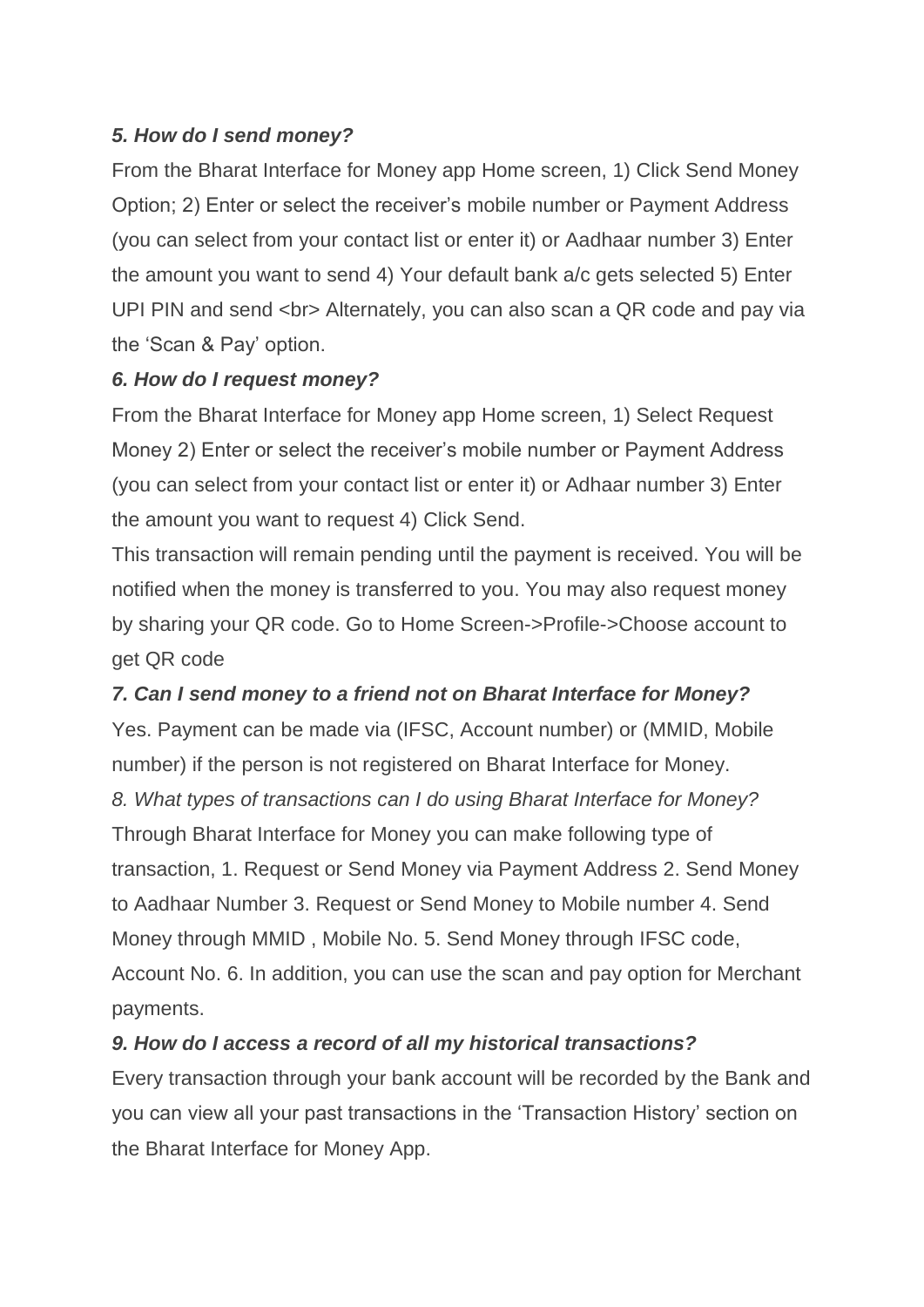***5. How do I send money?***

From the Bharat Interface for Money app Home screen, 1) Click Send Money Option; 2) Enter or select the receiver's mobile number or Payment Address (you can select from your contact list or enter it) or Aadhaar number 3) Enter the amount you want to send 4) Your default bank a/c gets selected 5) Enter UPI PIN and send <br> Alternately, you can also scan a QR code and pay via the 'Scan & Pay' option.

***6. How do I request money?***

From the Bharat Interface for Money app Home screen, 1) Select Request Money 2) Enter or select the receiver's mobile number or Payment Address (you can select from your contact list or enter it) or Adhaar number 3) Enter the amount you want to request 4) Click Send.

This transaction will remain pending until the payment is received. You will be notified when the money is transferred to you. You may also request money by sharing your QR code. Go to Home Screen->Profile->Choose account to get QR code

***7. Can I send money to a friend not on Bharat Interface for Money?***

Yes. Payment can be made via (IFSC, Account number) or (MMID, Mobile number) if the person is not registered on Bharat Interface for Money.

*8. What types of transactions can I do using Bharat Interface for Money?*

Through Bharat Interface for Money you can make following type of transaction, 1. Request or Send Money via Payment Address 2. Send Money to Aadhaar Number 3. Request or Send Money to Mobile number 4. Send Money through MMID , Mobile No. 5. Send Money through IFSC code, Account No. 6. In addition, you can use the scan and pay option for Merchant payments.

***9. How do I access a record of all my historical transactions?***

Every transaction through your bank account will be recorded by the Bank and you can view all your past transactions in the 'Transaction History' section on the Bharat Interface for Money App.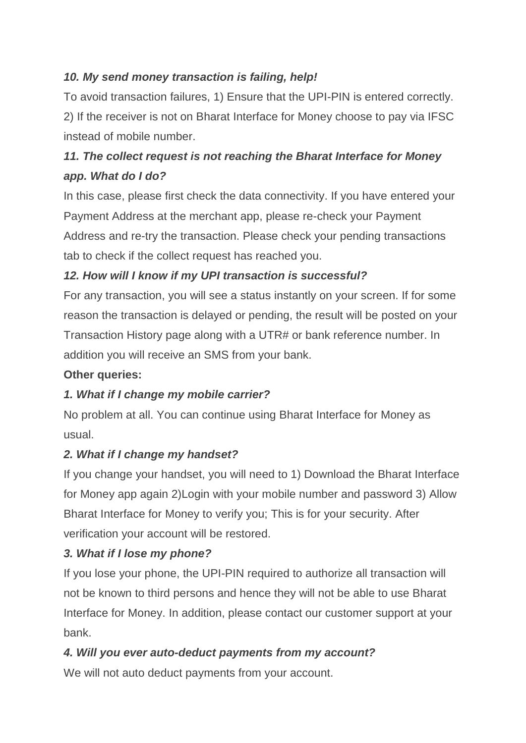***10. My send money transaction is failing, help!***

To avoid transaction failures, 1) Ensure that the UPI-PIN is entered correctly. 2) If the receiver is not on Bharat Interface for Money choose to pay via IFSC instead of mobile number.

***11. The collect request is not reaching the Bharat Interface for Money app. What do I do?***

In this case, please first check the data connectivity. If you have entered your Payment Address at the merchant app, please re-check your Payment Address and re-try the transaction. Please check your pending transactions tab to check if the collect request has reached you.

***12. How will I know if my UPI transaction is successful?***

For any transaction, you will see a status instantly on your screen. If for some reason the transaction is delayed or pending, the result will be posted on your Transaction History page along with a UTR# or bank reference number. In addition you will receive an SMS from your bank.

**Other queries:**

***1. What if I change my mobile carrier?***

No problem at all. You can continue using Bharat Interface for Money as usual.

***2. What if I change my handset?***

If you change your handset, you will need to 1) Download the Bharat Interface for Money app again 2)Login with your mobile number and password 3) Allow Bharat Interface for Money to verify you; This is for your security. After verification your account will be restored.

***3. What if I lose my phone?***

If you lose your phone, the UPI-PIN required to authorize all transaction will not be known to third persons and hence they will not be able to use Bharat Interface for Money. In addition, please contact our customer support at your bank.

***4. Will you ever auto-deduct payments from my account?***

We will not auto deduct payments from your account.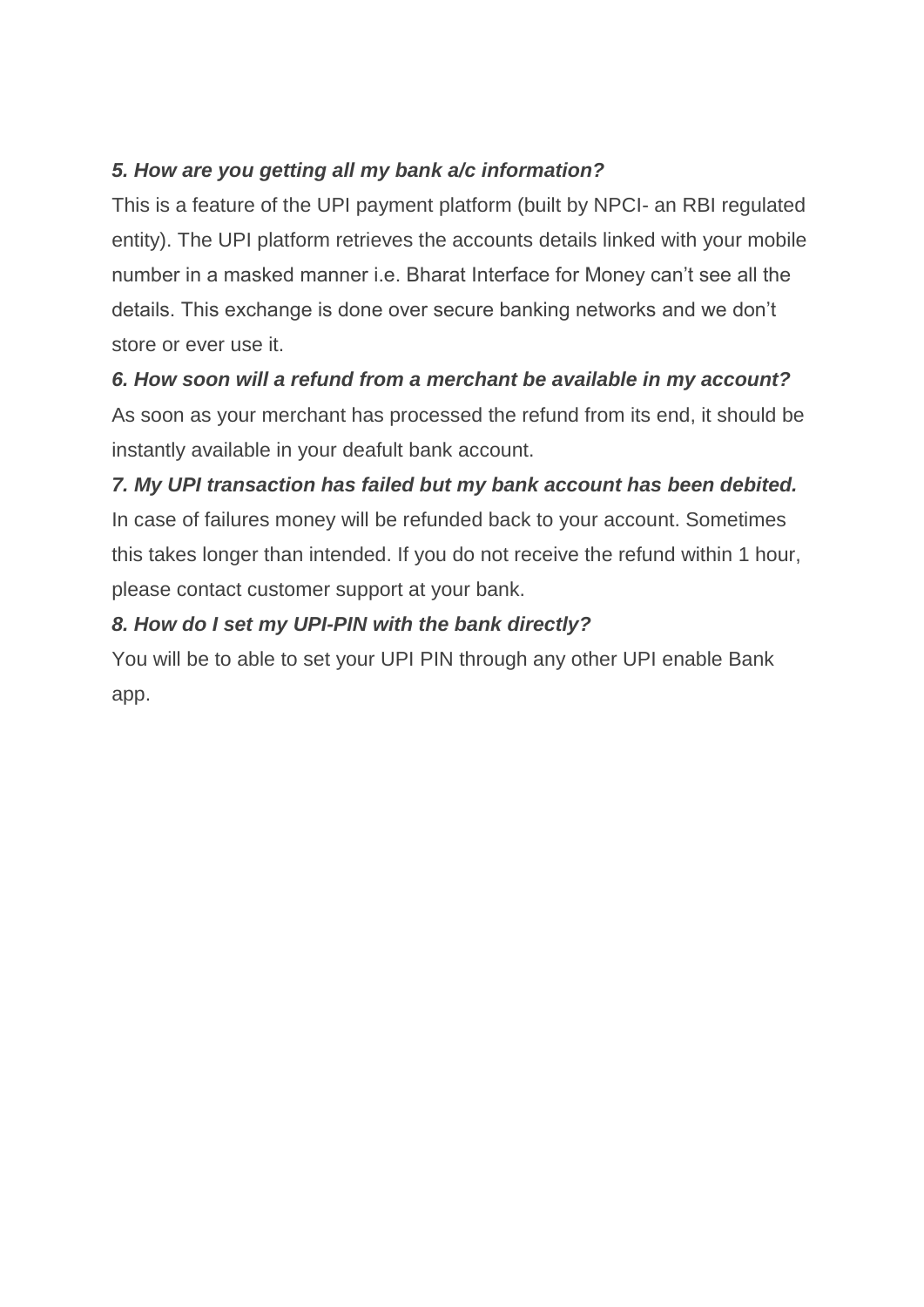***5. How are you getting all my bank a/c information?***

This is a feature of the UPI payment platform (built by NPCI- an RBI regulated entity). The UPI platform retrieves the accounts details linked with your mobile number in a masked manner i.e. Bharat Interface for Money can't see all the details. This exchange is done over secure banking networks and we don't store or ever use it.

***6. How soon will a refund from a merchant be available in my account?***

As soon as your merchant has processed the refund from its end, it should be instantly available in your deafult bank account.

***7. My UPI transaction has failed but my bank account has been debited.***

In case of failures money will be refunded back to your account. Sometimes this takes longer than intended. If you do not receive the refund within 1 hour, please contact customer support at your bank.

***8. How do I set my UPI-PIN with the bank directly?***

You will be to able to set your UPI PIN through any other UPI enable Bank app.